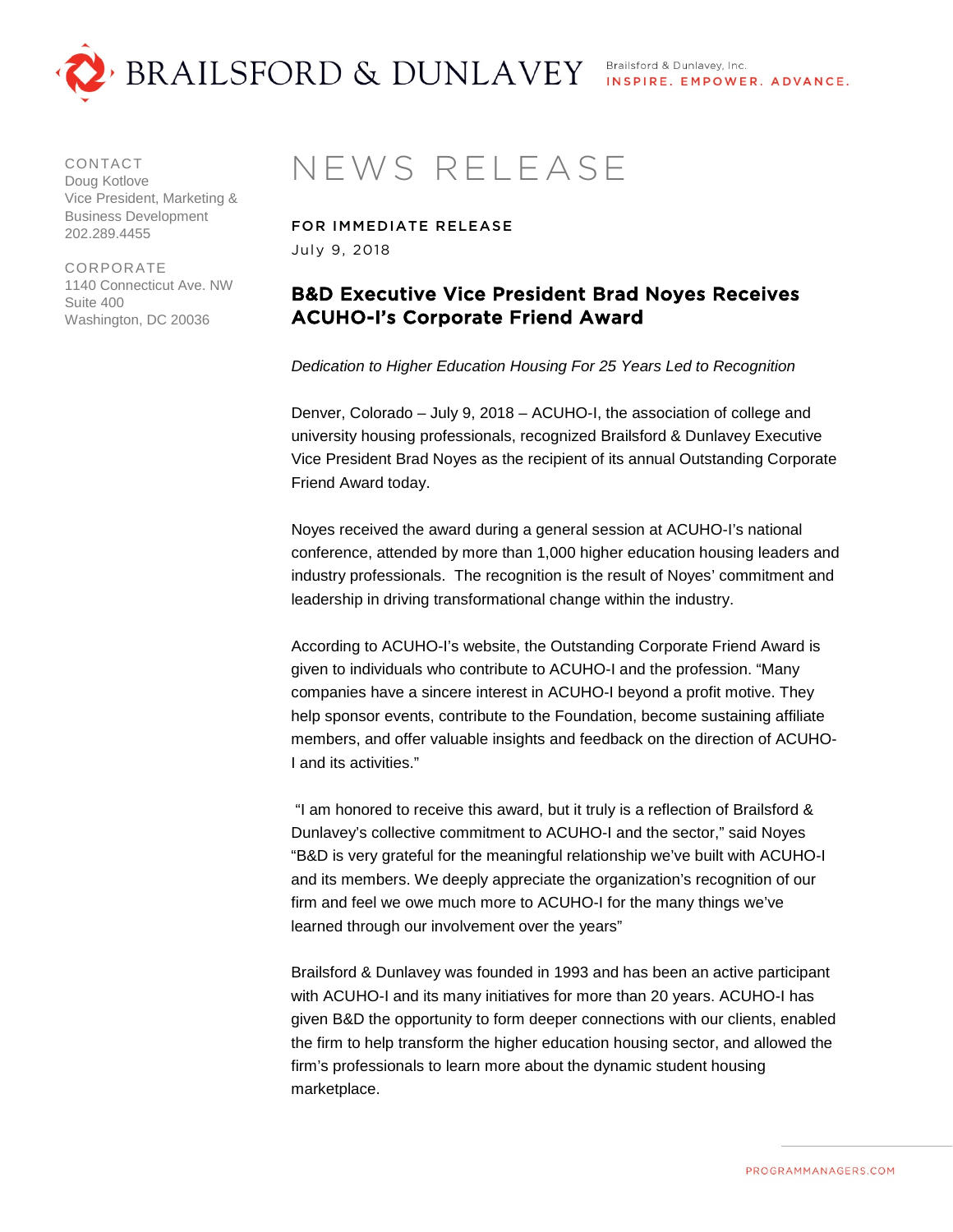BRAILSFORD & DUNLAVEY

Brailsford & Dunlavey, Inc.
INSPIRE. EMPOWER. ADVANCE.

CONTACT
Doug Kotlove
Vice President, Marketing & Business Development
202.289.4455

CORPORATE
1140 Connecticut Ave. NW
Suite 400
Washington, DC 20036

# NEWS RELEASE

**FOR IMMEDIATE RELEASE**
July 9, 2018

## B&D Executive Vice President Brad Noyes Receives ACUHO-I's Corporate Friend Award

*Dedication to Higher Education Housing For 25 Years Led to Recognition*

Denver, Colorado – July 9, 2018 – ACUHO-I, the association of college and university housing professionals, recognized Brailsford & Dunlavey Executive Vice President Brad Noyes as the recipient of its annual Outstanding Corporate Friend Award today.

Noyes received the award during a general session at ACUHO-I's national conference, attended by more than 1,000 higher education housing leaders and industry professionals. The recognition is the result of Noyes' commitment and leadership in driving transformational change within the industry.

According to ACUHO-I's website, the Outstanding Corporate Friend Award is given to individuals who contribute to ACUHO-I and the profession. "Many companies have a sincere interest in ACUHO-I beyond a profit motive. They help sponsor events, contribute to the Foundation, become sustaining affiliate members, and offer valuable insights and feedback on the direction of ACUHO-I and its activities."

"I am honored to receive this award, but it truly is a reflection of Brailsford & Dunlavey's collective commitment to ACUHO-I and the sector," said Noyes "B&D is very grateful for the meaningful relationship we've built with ACUHO-I and its members. We deeply appreciate the organization's recognition of our firm and feel we owe much more to ACUHO-I for the many things we've learned through our involvement over the years"

Brailsford & Dunlavey was founded in 1993 and has been an active participant with ACUHO-I and its many initiatives for more than 20 years. ACUHO-I has given B&D the opportunity to form deeper connections with our clients, enabled the firm to help transform the higher education housing sector, and allowed the firm's professionals to learn more about the dynamic student housing marketplace.

PROGRAMMANAGERS.COM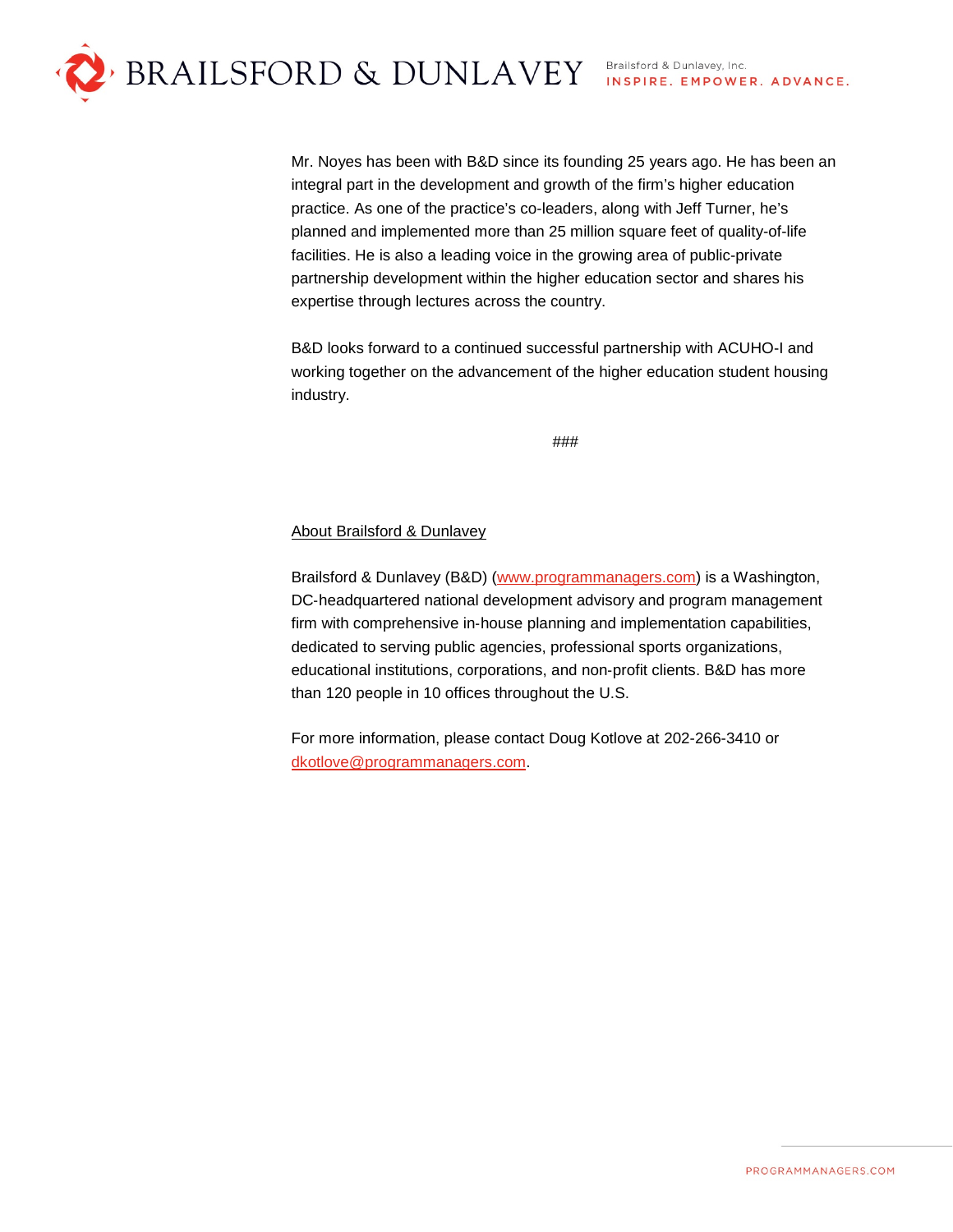Mr. Noyes has been with B&D since its founding 25 years ago. He has been an integral part in the development and growth of the firm's higher education practice. As one of the practice's co-leaders, along with Jeff Turner, he's planned and implemented more than 25 million square feet of quality-of-life facilities. He is also a leading voice in the growing area of public-private partnership development within the higher education sector and shares his expertise through lectures across the country.

B&D looks forward to a continued successful partnership with ACUHO-I and working together on the advancement of the higher education student housing industry.

###

About Brailsford & Dunlavey

Brailsford & Dunlavey (B&D) (www.programmanagers.com) is a Washington, DC-headquartered national development advisory and program management firm with comprehensive in-house planning and implementation capabilities, dedicated to serving public agencies, professional sports organizations, educational institutions, corporations, and non-profit clients. B&D has more than 120 people in 10 offices throughout the U.S.

For more information, please contact Doug Kotlove at 202-266-3410 or dkotlove@programmanagers.com.